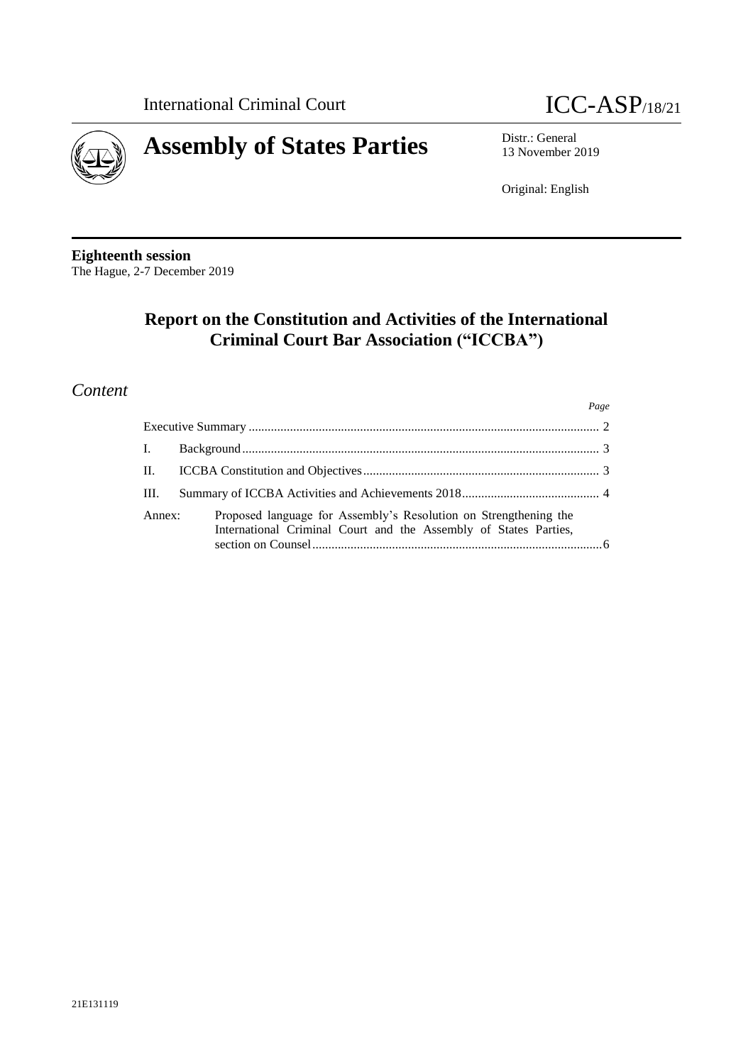International Criminal Court

ICC-ASP/18/21

# Assembly of States Parties

Distr.: General
13 November 2019

Original: English

**Eighteenth session**
The Hague, 2-7 December 2019

## Report on the Constitution and Activities of the International Criminal Court Bar Association ("ICCBA")

## *Content*

| | | *Page* |
|---|---|---|
| Executive Summary | | 2 |
| I. | Background | 3 |
| II. | ICCBA Constitution and Objectives | 3 |
| III. | Summary of ICCBA Activities and Achievements 2018 | 4 |
| Annex: | Proposed language for Assembly's Resolution on Strengthening the International Criminal Court and the Assembly of States Parties, section on Counsel | 6 |

21E131119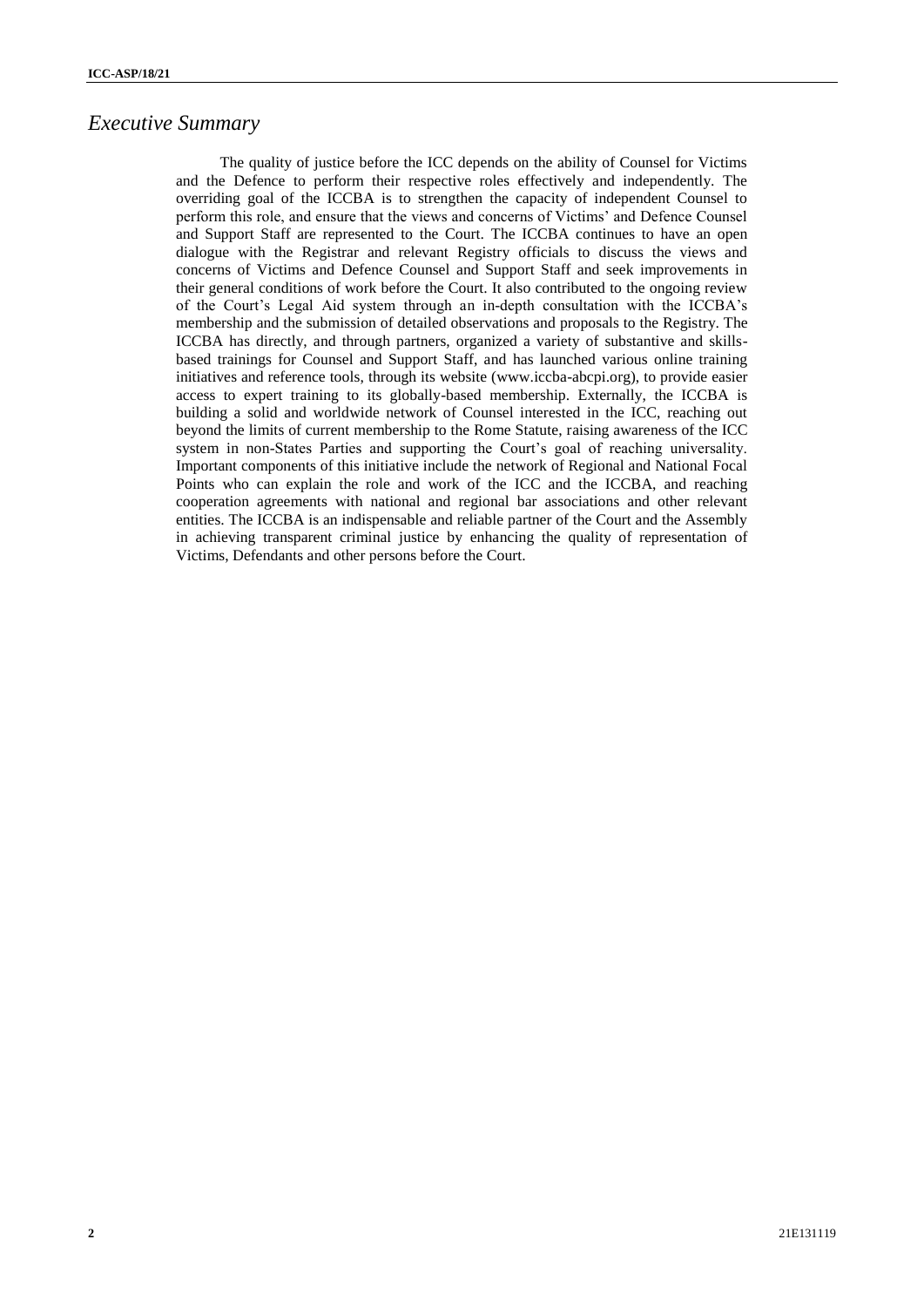## *Executive Summary*

The quality of justice before the ICC depends on the ability of Counsel for Victims and the Defence to perform their respective roles effectively and independently. The overriding goal of the ICCBA is to strengthen the capacity of independent Counsel to perform this role, and ensure that the views and concerns of Victims' and Defence Counsel and Support Staff are represented to the Court. The ICCBA continues to have an open dialogue with the Registrar and relevant Registry officials to discuss the views and concerns of Victims and Defence Counsel and Support Staff and seek improvements in their general conditions of work before the Court. It also contributed to the ongoing review of the Court's Legal Aid system through an in-depth consultation with the ICCBA's membership and the submission of detailed observations and proposals to the Registry. The ICCBA has directly, and through partners, organized a variety of substantive and skills-based trainings for Counsel and Support Staff, and has launched various online training initiatives and reference tools, through its website (www.iccba-abcpi.org), to provide easier access to expert training to its globally-based membership. Externally, the ICCBA is building a solid and worldwide network of Counsel interested in the ICC, reaching out beyond the limits of current membership to the Rome Statute, raising awareness of the ICC system in non-States Parties and supporting the Court's goal of reaching universality. Important components of this initiative include the network of Regional and National Focal Points who can explain the role and work of the ICC and the ICCBA, and reaching cooperation agreements with national and regional bar associations and other relevant entities. The ICCBA is an indispensable and reliable partner of the Court and the Assembly in achieving transparent criminal justice by enhancing the quality of representation of Victims, Defendants and other persons before the Court.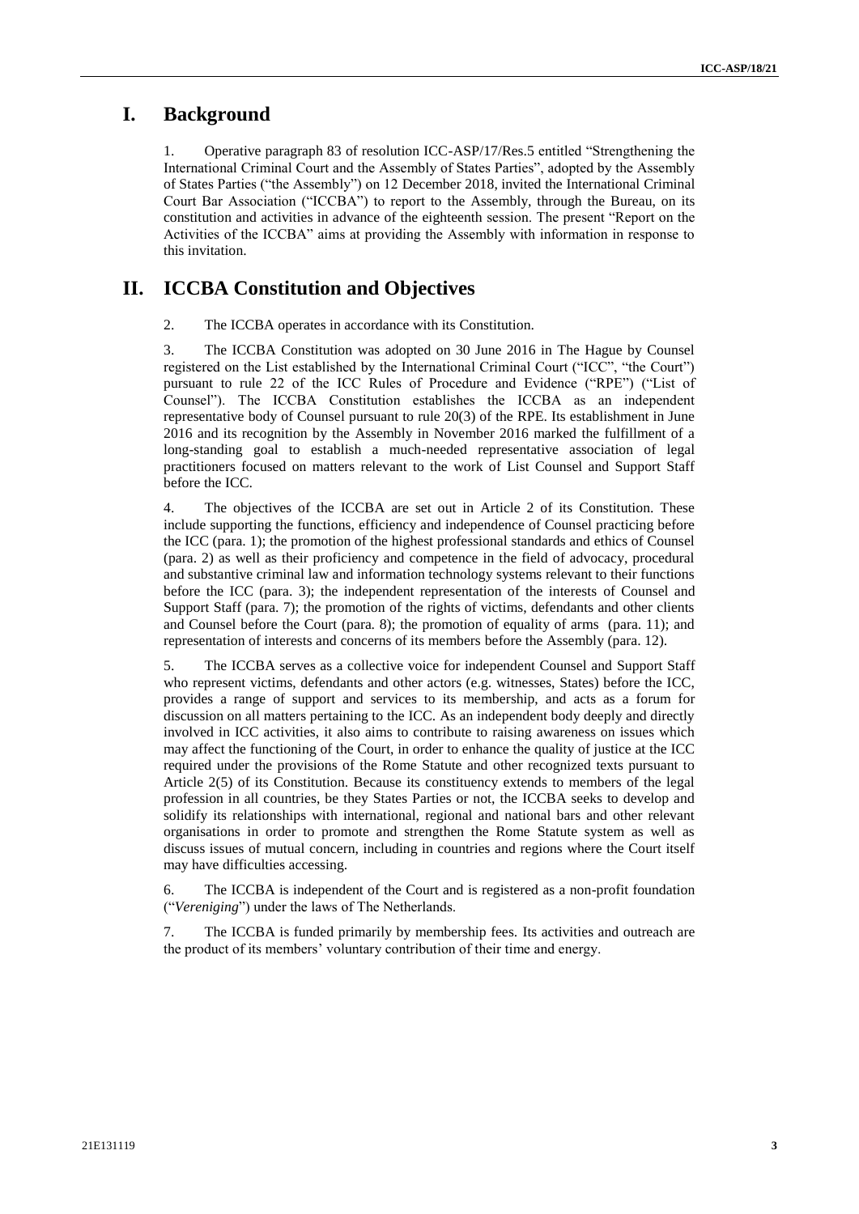# I. Background

1. Operative paragraph 83 of resolution ICC-ASP/17/Res.5 entitled "Strengthening the International Criminal Court and the Assembly of States Parties", adopted by the Assembly of States Parties ("the Assembly") on 12 December 2018, invited the International Criminal Court Bar Association ("ICCBA") to report to the Assembly, through the Bureau, on its constitution and activities in advance of the eighteenth session. The present "Report on the Activities of the ICCBA" aims at providing the Assembly with information in response to this invitation.

# II. ICCBA Constitution and Objectives

2. The ICCBA operates in accordance with its Constitution.

3. The ICCBA Constitution was adopted on 30 June 2016 in The Hague by Counsel registered on the List established by the International Criminal Court ("ICC", "the Court") pursuant to rule 22 of the ICC Rules of Procedure and Evidence ("RPE") ("List of Counsel"). The ICCBA Constitution establishes the ICCBA as an independent representative body of Counsel pursuant to rule 20(3) of the RPE. Its establishment in June 2016 and its recognition by the Assembly in November 2016 marked the fulfillment of a long-standing goal to establish a much-needed representative association of legal practitioners focused on matters relevant to the work of List Counsel and Support Staff before the ICC.

4. The objectives of the ICCBA are set out in Article 2 of its Constitution. These include supporting the functions, efficiency and independence of Counsel practicing before the ICC (para. 1); the promotion of the highest professional standards and ethics of Counsel (para. 2) as well as their proficiency and competence in the field of advocacy, procedural and substantive criminal law and information technology systems relevant to their functions before the ICC (para. 3); the independent representation of the interests of Counsel and Support Staff (para. 7); the promotion of the rights of victims, defendants and other clients and Counsel before the Court (para. 8); the promotion of equality of arms (para. 11); and representation of interests and concerns of its members before the Assembly (para. 12).

5. The ICCBA serves as a collective voice for independent Counsel and Support Staff who represent victims, defendants and other actors (e.g. witnesses, States) before the ICC, provides a range of support and services to its membership, and acts as a forum for discussion on all matters pertaining to the ICC. As an independent body deeply and directly involved in ICC activities, it also aims to contribute to raising awareness on issues which may affect the functioning of the Court, in order to enhance the quality of justice at the ICC required under the provisions of the Rome Statute and other recognized texts pursuant to Article 2(5) of its Constitution. Because its constituency extends to members of the legal profession in all countries, be they States Parties or not, the ICCBA seeks to develop and solidify its relationships with international, regional and national bars and other relevant organisations in order to promote and strengthen the Rome Statute system as well as discuss issues of mutual concern, including in countries and regions where the Court itself may have difficulties accessing.

6. The ICCBA is independent of the Court and is registered as a non-profit foundation ("*Vereniging*") under the laws of The Netherlands.

7. The ICCBA is funded primarily by membership fees. Its activities and outreach are the product of its members' voluntary contribution of their time and energy.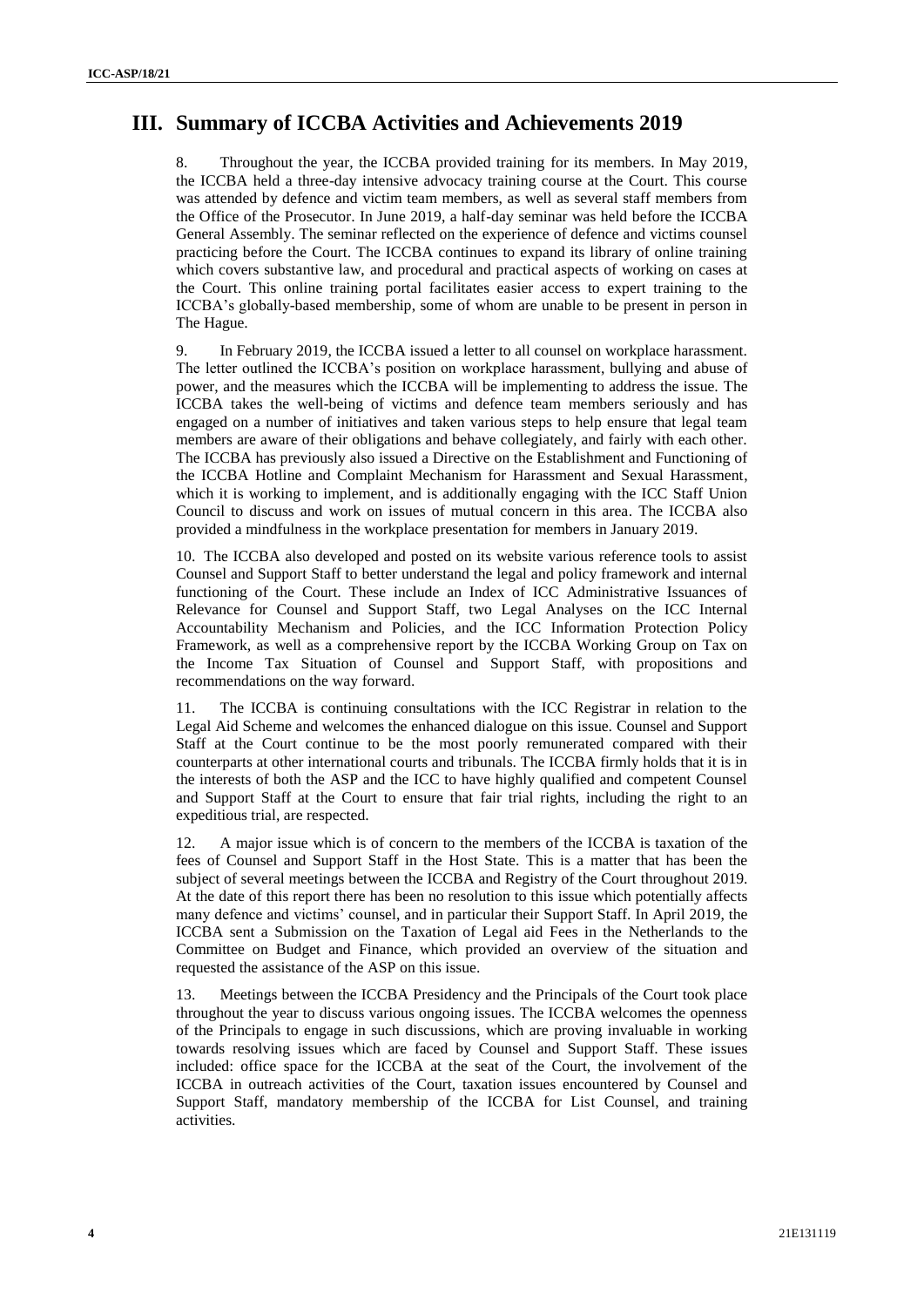## III. Summary of ICCBA Activities and Achievements 2019

8. Throughout the year, the ICCBA provided training for its members. In May 2019, the ICCBA held a three-day intensive advocacy training course at the Court. This course was attended by defence and victim team members, as well as several staff members from the Office of the Prosecutor. In June 2019, a half-day seminar was held before the ICCBA General Assembly. The seminar reflected on the experience of defence and victims counsel practicing before the Court. The ICCBA continues to expand its library of online training which covers substantive law, and procedural and practical aspects of working on cases at the Court. This online training portal facilitates easier access to expert training to the ICCBA's globally-based membership, some of whom are unable to be present in person in The Hague.

9. In February 2019, the ICCBA issued a letter to all counsel on workplace harassment. The letter outlined the ICCBA's position on workplace harassment, bullying and abuse of power, and the measures which the ICCBA will be implementing to address the issue. The ICCBA takes the well-being of victims and defence team members seriously and has engaged on a number of initiatives and taken various steps to help ensure that legal team members are aware of their obligations and behave collegiately, and fairly with each other. The ICCBA has previously also issued a Directive on the Establishment and Functioning of the ICCBA Hotline and Complaint Mechanism for Harassment and Sexual Harassment, which it is working to implement, and is additionally engaging with the ICC Staff Union Council to discuss and work on issues of mutual concern in this area. The ICCBA also provided a mindfulness in the workplace presentation for members in January 2019.

10. The ICCBA also developed and posted on its website various reference tools to assist Counsel and Support Staff to better understand the legal and policy framework and internal functioning of the Court. These include an Index of ICC Administrative Issuances of Relevance for Counsel and Support Staff, two Legal Analyses on the ICC Internal Accountability Mechanism and Policies, and the ICC Information Protection Policy Framework, as well as a comprehensive report by the ICCBA Working Group on Tax on the Income Tax Situation of Counsel and Support Staff, with propositions and recommendations on the way forward.

11. The ICCBA is continuing consultations with the ICC Registrar in relation to the Legal Aid Scheme and welcomes the enhanced dialogue on this issue. Counsel and Support Staff at the Court continue to be the most poorly remunerated compared with their counterparts at other international courts and tribunals. The ICCBA firmly holds that it is in the interests of both the ASP and the ICC to have highly qualified and competent Counsel and Support Staff at the Court to ensure that fair trial rights, including the right to an expeditious trial, are respected.

12. A major issue which is of concern to the members of the ICCBA is taxation of the fees of Counsel and Support Staff in the Host State. This is a matter that has been the subject of several meetings between the ICCBA and Registry of the Court throughout 2019. At the date of this report there has been no resolution to this issue which potentially affects many defence and victims' counsel, and in particular their Support Staff. In April 2019, the ICCBA sent a Submission on the Taxation of Legal aid Fees in the Netherlands to the Committee on Budget and Finance, which provided an overview of the situation and requested the assistance of the ASP on this issue.

13. Meetings between the ICCBA Presidency and the Principals of the Court took place throughout the year to discuss various ongoing issues. The ICCBA welcomes the openness of the Principals to engage in such discussions, which are proving invaluable in working towards resolving issues which are faced by Counsel and Support Staff. These issues included: office space for the ICCBA at the seat of the Court, the involvement of the ICCBA in outreach activities of the Court, taxation issues encountered by Counsel and Support Staff, mandatory membership of the ICCBA for List Counsel, and training activities.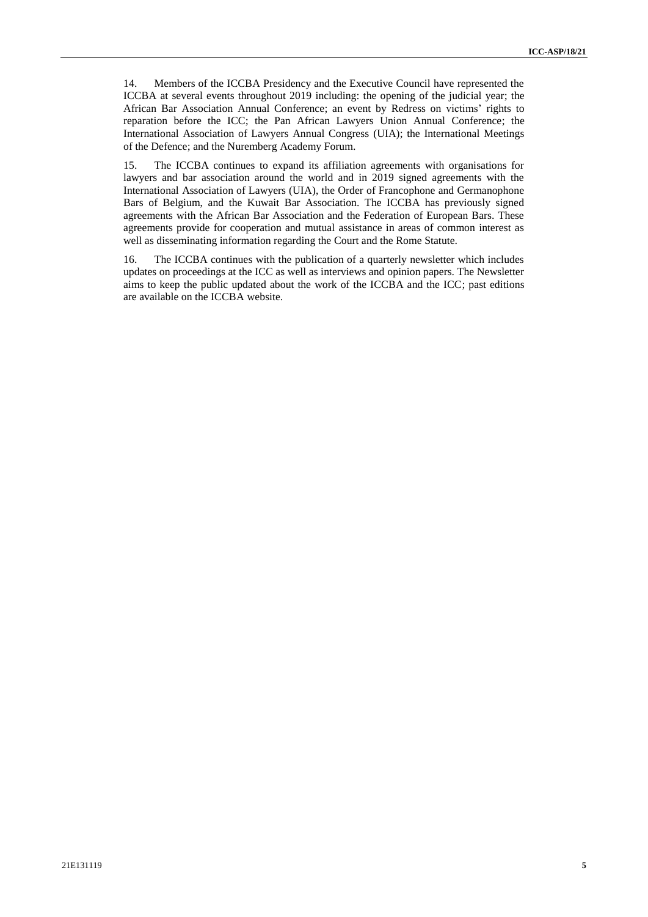14. Members of the ICCBA Presidency and the Executive Council have represented the ICCBA at several events throughout 2019 including: the opening of the judicial year; the African Bar Association Annual Conference; an event by Redress on victims' rights to reparation before the ICC; the Pan African Lawyers Union Annual Conference; the International Association of Lawyers Annual Congress (UIA); the International Meetings of the Defence; and the Nuremberg Academy Forum.

15. The ICCBA continues to expand its affiliation agreements with organisations for lawyers and bar association around the world and in 2019 signed agreements with the International Association of Lawyers (UIA), the Order of Francophone and Germanophone Bars of Belgium, and the Kuwait Bar Association. The ICCBA has previously signed agreements with the African Bar Association and the Federation of European Bars. These agreements provide for cooperation and mutual assistance in areas of common interest as well as disseminating information regarding the Court and the Rome Statute.

16. The ICCBA continues with the publication of a quarterly newsletter which includes updates on proceedings at the ICC as well as interviews and opinion papers. The Newsletter aims to keep the public updated about the work of the ICCBA and the ICC; past editions are available on the ICCBA website.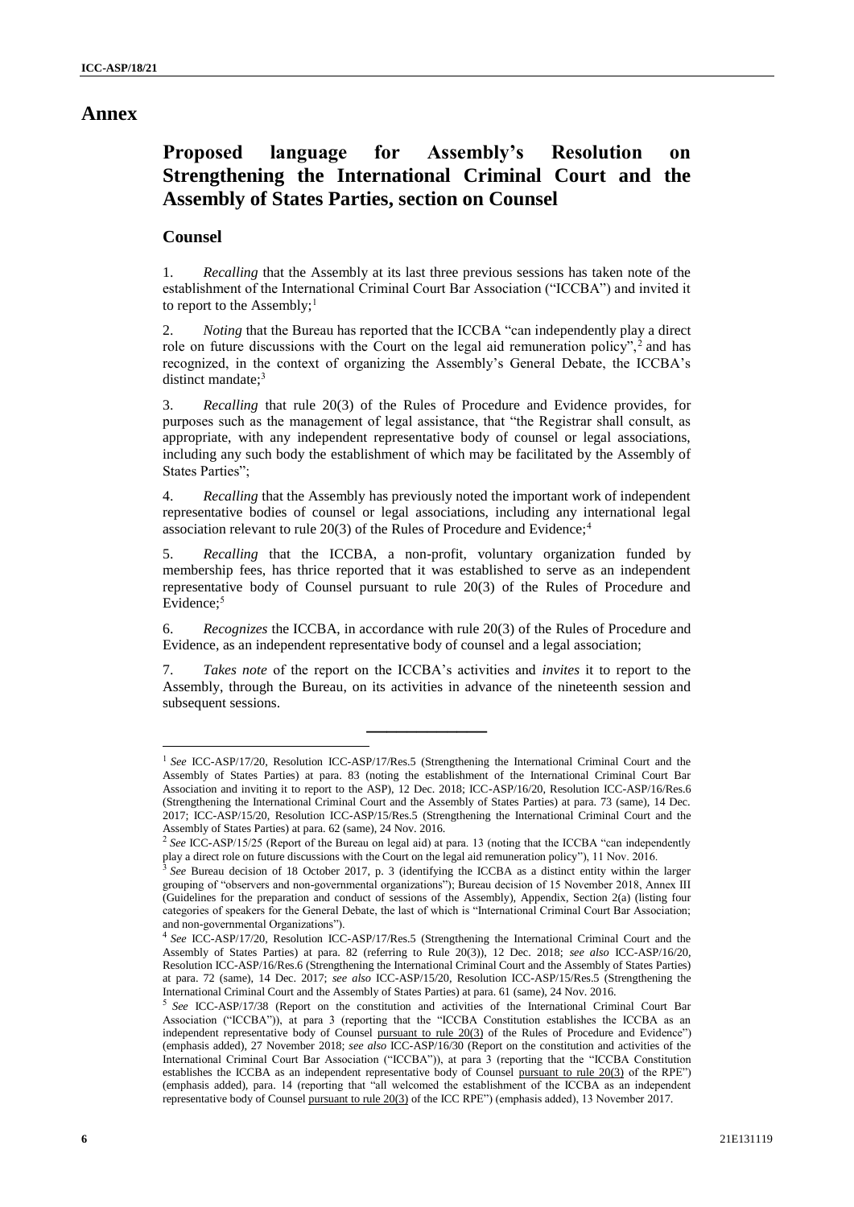# Annex

## Proposed language for Assembly's Resolution on Strengthening the International Criminal Court and the Assembly of States Parties, section on Counsel

### Counsel

1. *Recalling* that the Assembly at its last three previous sessions has taken note of the establishment of the International Criminal Court Bar Association ("ICCBA") and invited it to report to the Assembly;[1]

2. *Noting* that the Bureau has reported that the ICCBA "can independently play a direct role on future discussions with the Court on the legal aid remuneration policy",[2] and has recognized, in the context of organizing the Assembly's General Debate, the ICCBA's distinct mandate;[3]

3. *Recalling* that rule 20(3) of the Rules of Procedure and Evidence provides, for purposes such as the management of legal assistance, that "the Registrar shall consult, as appropriate, with any independent representative body of counsel or legal associations, including any such body the establishment of which may be facilitated by the Assembly of States Parties";

4. *Recalling* that the Assembly has previously noted the important work of independent representative bodies of counsel or legal associations, including any international legal association relevant to rule 20(3) of the Rules of Procedure and Evidence;[4]

5. *Recalling* that the ICCBA, a non-profit, voluntary organization funded by membership fees, has thrice reported that it was established to serve as an independent representative body of Counsel pursuant to rule 20(3) of the Rules of Procedure and Evidence;[5]

6. *Recognizes* the ICCBA, in accordance with rule 20(3) of the Rules of Procedure and Evidence, as an independent representative body of counsel and a legal association;

7. *Takes note* of the report on the ICCBA's activities and *invites* it to report to the Assembly, through the Bureau, on its activities in advance of the nineteenth session and subsequent sessions.

---

[1] *See* ICC-ASP/17/20, Resolution ICC-ASP/17/Res.5 (Strengthening the International Criminal Court and the Assembly of States Parties) at para. 83 (noting the establishment of the International Criminal Court Bar Association and inviting it to report to the ASP), 12 Dec. 2018; ICC-ASP/16/20, Resolution ICC-ASP/16/Res.6 (Strengthening the International Criminal Court and the Assembly of States Parties) at para. 73 (same), 14 Dec. 2017; ICC-ASP/15/20, Resolution ICC-ASP/15/Res.5 (Strengthening the International Criminal Court and the Assembly of States Parties) at para. 62 (same), 24 Nov. 2016.

[2] *See* ICC-ASP/15/25 (Report of the Bureau on legal aid) at para. 13 (noting that the ICCBA "can independently play a direct role on future discussions with the Court on the legal aid remuneration policy"), 11 Nov. 2016.

[3] *See* Bureau decision of 18 October 2017, p. 3 (identifying the ICCBA as a distinct entity within the larger grouping of "observers and non-governmental organizations"); Bureau decision of 15 November 2018, Annex III (Guidelines for the preparation and conduct of sessions of the Assembly), Appendix, Section 2(a) (listing four categories of speakers for the General Debate, the last of which is "International Criminal Court Bar Association; and non-governmental Organizations").

[4] *See* ICC-ASP/17/20, Resolution ICC-ASP/17/Res.5 (Strengthening the International Criminal Court and the Assembly of States Parties) at para. 82 (referring to Rule 20(3)), 12 Dec. 2018; *see also* ICC-ASP/16/20, Resolution ICC-ASP/16/Res.6 (Strengthening the International Criminal Court and the Assembly of States Parties) at para. 72 (same), 14 Dec. 2017; *see also* ICC-ASP/15/20, Resolution ICC-ASP/15/Res.5 (Strengthening the International Criminal Court and the Assembly of States Parties) at para. 61 (same), 24 Nov. 2016.

[5] *See* ICC-ASP/17/38 (Report on the constitution and activities of the International Criminal Court Bar Association ("ICCBA")), at para 3 (reporting that the "ICCBA Constitution establishes the ICCBA as an independent representative body of Counsel pursuant to rule 20(3) of the Rules of Procedure and Evidence") (emphasis added), 27 November 2018; *see also* ICC-ASP/16/30 (Report on the constitution and activities of the International Criminal Court Bar Association ("ICCBA")), at para 3 (reporting that the "ICCBA Constitution establishes the ICCBA as an independent representative body of Counsel pursuant to rule 20(3) of the RPE") (emphasis added), para. 14 (reporting that "all welcomed the establishment of the ICCBA as an independent representative body of Counsel pursuant to rule 20(3) of the ICC RPE") (emphasis added), 13 November 2017.